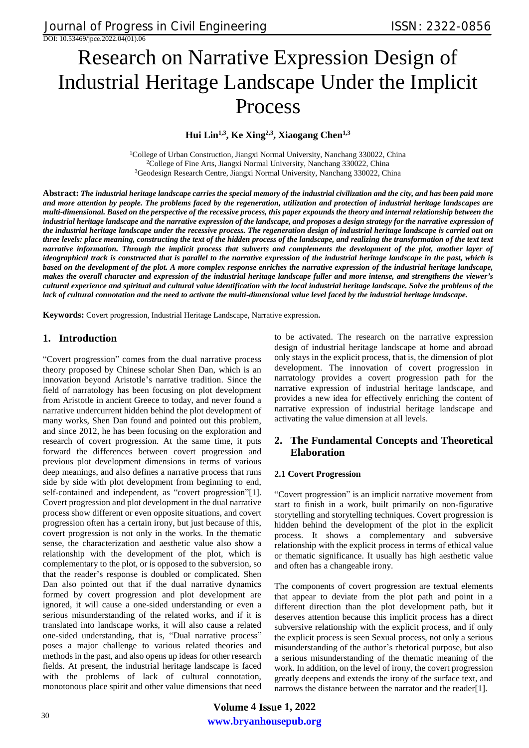# Research on Narrative Expression Design of Industrial Heritage Landscape Under the Implicit Process

**Hui Lin[1,3], Ke Xing[2,3], Xiaogang Chen[1,3]**

[1]College of Urban Construction, Jiangxi Normal University, Nanchang 330022, China
[2]College of Fine Arts, Jiangxi Normal University, Nanchang 330022, China
[3]Geodesign Research Centre, Jiangxi Normal University, Nanchang 330022, China

**Abstract:** ***The industrial heritage landscape carries the special memory of the industrial civilization and the city, and has been paid more and more attention by people. The problems faced by the regeneration, utilization and protection of industrial heritage landscapes are multi-dimensional. Based on the perspective of the recessive process, this paper expounds the theory and internal relationship between the industrial heritage landscape and the narrative expression of the landscape, and proposes a design strategy for the narrative expression of the industrial heritage landscape under the recessive process. The regeneration design of industrial heritage landscape is carried out on three levels: place meaning, constructing the text of the hidden process of the landscape, and realizing the transformation of the text text narrative information. Through the implicit process that subverts and complements the development of the plot, another layer of ideographical track is constructed that is parallel to the narrative expression of the industrial heritage landscape in the past, which is based on the development of the plot. A more complex response enriches the narrative expression of the industrial heritage landscape, makes the overall character and expression of the industrial heritage landscape fuller and more intense, and strengthens the viewer's cultural experience and spiritual and cultural value identification with the local industrial heritage landscape. Solve the problems of the lack of cultural connotation and the need to activate the multi-dimensional value level faced by the industrial heritage landscape.***

**Keywords:** Covert progression, Industrial Heritage Landscape, Narrative expression**.**

## 1. Introduction

"Covert progression" comes from the dual narrative process theory proposed by Chinese scholar Shen Dan, which is an innovation beyond Aristotle's narrative tradition. Since the field of narratology has been focusing on plot development from Aristotle in ancient Greece to today, and never found a narrative undercurrent hidden behind the plot development of many works, Shen Dan found and pointed out this problem, and since 2012, he has been focusing on the exploration and research of covert progression. At the same time, it puts forward the differences between covert progression and previous plot development dimensions in terms of various deep meanings, and also defines a narrative process that runs side by side with plot development from beginning to end, self-contained and independent, as "covert progression"[1]. Covert progression and plot development in the dual narrative process show different or even opposite situations, and covert progression often has a certain irony, but just because of this, covert progression is not only in the works. In the thematic sense, the characterization and aesthetic value also show a relationship with the development of the plot, which is complementary to the plot, or is opposed to the subversion, so that the reader's response is doubled or complicated. Shen Dan also pointed out that if the dual narrative dynamics formed by covert progression and plot development are ignored, it will cause a one-sided understanding or even a serious misunderstanding of the related works, and if it is translated into landscape works, it will also cause a related one-sided understanding, that is, "Dual narrative process" poses a major challenge to various related theories and methods in the past, and also opens up ideas for other research fields. At present, the industrial heritage landscape is faced with the problems of lack of cultural connotation, monotonous place spirit and other value dimensions that need to be activated. The research on the narrative expression design of industrial heritage landscape at home and abroad only stays in the explicit process, that is, the dimension of plot development. The innovation of covert progression in narratology provides a covert progression path for the narrative expression of industrial heritage landscape, and provides a new idea for effectively enriching the content of narrative expression of industrial heritage landscape and activating the value dimension at all levels.

## 2. The Fundamental Concepts and Theoretical Elaboration

### 2.1 Covert Progression

"Covert progression" is an implicit narrative movement from start to finish in a work, built primarily on non-figurative storytelling and storytelling techniques. Covert progression is hidden behind the development of the plot in the explicit process. It shows a complementary and subversive relationship with the explicit process in terms of ethical value or thematic significance. It usually has high aesthetic value and often has a changeable irony.

The components of covert progression are textual elements that appear to deviate from the plot path and point in a different direction than the plot development path, but it deserves attention because this implicit process has a direct subversive relationship with the explicit process, and if only the explicit process is seen Sexual process, not only a serious misunderstanding of the author's rhetorical purpose, but also a serious misunderstanding of the thematic meaning of the work. In addition, on the level of irony, the covert progression greatly deepens and extends the irony of the surface text, and narrows the distance between the narrator and the reader[1].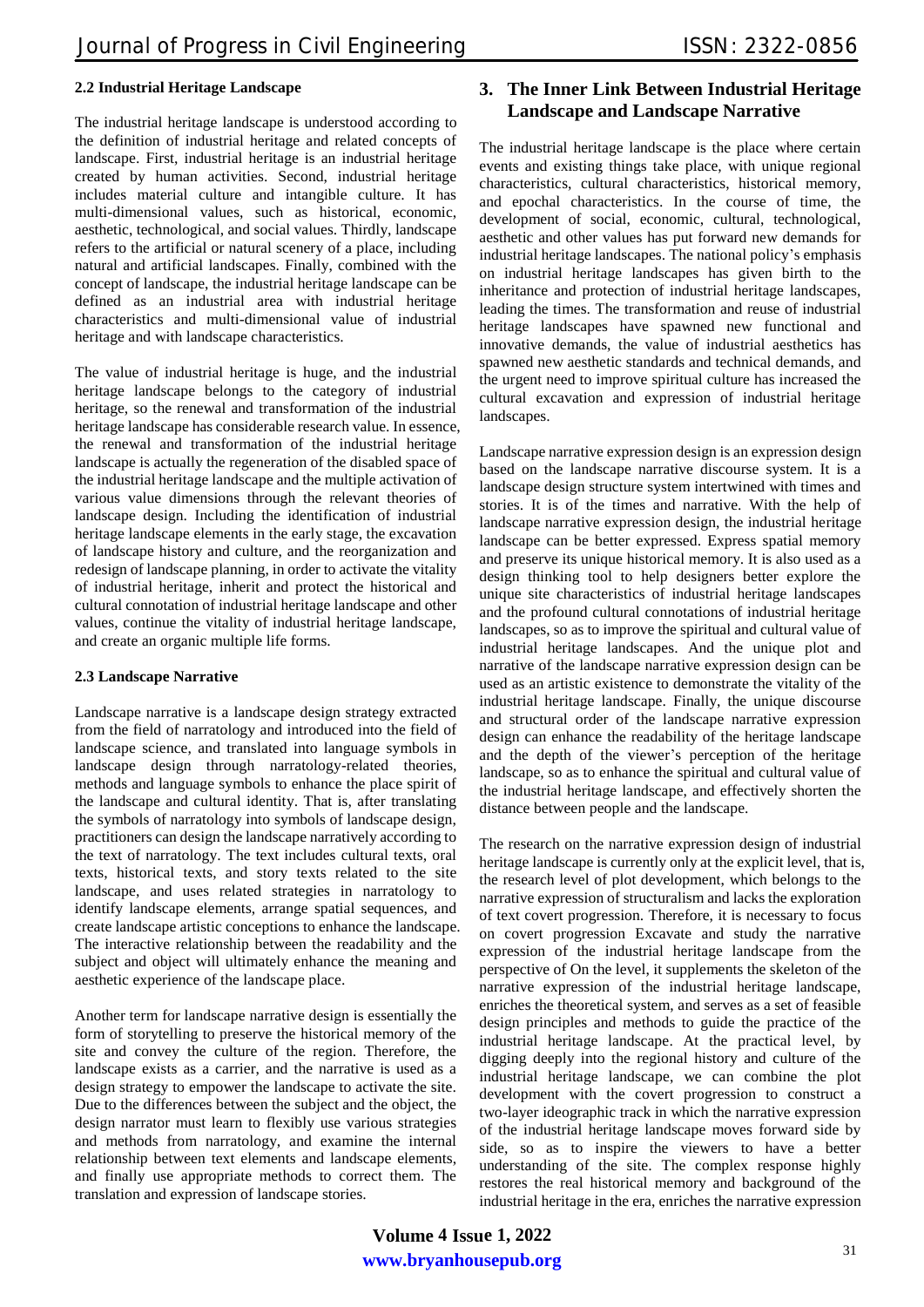### 2.2 Industrial Heritage Landscape

The industrial heritage landscape is understood according to the definition of industrial heritage and related concepts of landscape. First, industrial heritage is an industrial heritage created by human activities. Second, industrial heritage includes material culture and intangible culture. It has multi-dimensional values, such as historical, economic, aesthetic, technological, and social values. Thirdly, landscape refers to the artificial or natural scenery of a place, including natural and artificial landscapes. Finally, combined with the concept of landscape, the industrial heritage landscape can be defined as an industrial area with industrial heritage characteristics and multi-dimensional value of industrial heritage and with landscape characteristics.

The value of industrial heritage is huge, and the industrial heritage landscape belongs to the category of industrial heritage, so the renewal and transformation of the industrial heritage landscape has considerable research value. In essence, the renewal and transformation of the industrial heritage landscape is actually the regeneration of the disabled space of the industrial heritage landscape and the multiple activation of various value dimensions through the relevant theories of landscape design. Including the identification of industrial heritage landscape elements in the early stage, the excavation of landscape history and culture, and the reorganization and redesign of landscape planning, in order to activate the vitality of industrial heritage, inherit and protect the historical and cultural connotation of industrial heritage landscape and other values, continue the vitality of industrial heritage landscape, and create an organic multiple life forms.

### 2.3 Landscape Narrative

Landscape narrative is a landscape design strategy extracted from the field of narratology and introduced into the field of landscape science, and translated into language symbols in landscape design through narratology-related theories, methods and language symbols to enhance the place spirit of the landscape and cultural identity. That is, after translating the symbols of narratology into symbols of landscape design, practitioners can design the landscape narratively according to the text of narratology. The text includes cultural texts, oral texts, historical texts, and story texts related to the site landscape, and uses related strategies in narratology to identify landscape elements, arrange spatial sequences, and create landscape artistic conceptions to enhance the landscape. The interactive relationship between the readability and the subject and object will ultimately enhance the meaning and aesthetic experience of the landscape place.

Another term for landscape narrative design is essentially the form of storytelling to preserve the historical memory of the site and convey the culture of the region. Therefore, the landscape exists as a carrier, and the narrative is used as a design strategy to empower the landscape to activate the site. Due to the differences between the subject and the object, the design narrator must learn to flexibly use various strategies and methods from narratology, and examine the internal relationship between text elements and landscape elements, and finally use appropriate methods to correct them. The translation and expression of landscape stories.

## 3. The Inner Link Between Industrial Heritage Landscape and Landscape Narrative

The industrial heritage landscape is the place where certain events and existing things take place, with unique regional characteristics, cultural characteristics, historical memory, and epochal characteristics. In the course of time, the development of social, economic, cultural, technological, aesthetic and other values has put forward new demands for industrial heritage landscapes. The national policy's emphasis on industrial heritage landscapes has given birth to the inheritance and protection of industrial heritage landscapes, leading the times. The transformation and reuse of industrial heritage landscapes have spawned new functional and innovative demands, the value of industrial aesthetics has spawned new aesthetic standards and technical demands, and the urgent need to improve spiritual culture has increased the cultural excavation and expression of industrial heritage landscapes.

Landscape narrative expression design is an expression design based on the landscape narrative discourse system. It is a landscape design structure system intertwined with times and stories. It is of the times and narrative. With the help of landscape narrative expression design, the industrial heritage landscape can be better expressed. Express spatial memory and preserve its unique historical memory. It is also used as a design thinking tool to help designers better explore the unique site characteristics of industrial heritage landscapes and the profound cultural connotations of industrial heritage landscapes, so as to improve the spiritual and cultural value of industrial heritage landscapes. And the unique plot and narrative of the landscape narrative expression design can be used as an artistic existence to demonstrate the vitality of the industrial heritage landscape. Finally, the unique discourse and structural order of the landscape narrative expression design can enhance the readability of the heritage landscape and the depth of the viewer's perception of the heritage landscape, so as to enhance the spiritual and cultural value of the industrial heritage landscape, and effectively shorten the distance between people and the landscape.

The research on the narrative expression design of industrial heritage landscape is currently only at the explicit level, that is, the research level of plot development, which belongs to the narrative expression of structuralism and lacks the exploration of text covert progression. Therefore, it is necessary to focus on covert progression Excavate and study the narrative expression of the industrial heritage landscape from the perspective of On the level, it supplements the skeleton of the narrative expression of the industrial heritage landscape, enriches the theoretical system, and serves as a set of feasible design principles and methods to guide the practice of the industrial heritage landscape. At the practical level, by digging deeply into the regional history and culture of the industrial heritage landscape, we can combine the plot development with the covert progression to construct a two-layer ideographic track in which the narrative expression of the industrial heritage landscape moves forward side by side, so as to inspire the viewers to have a better understanding of the site. The complex response highly restores the real historical memory and background of the industrial heritage in the era, enriches the narrative expression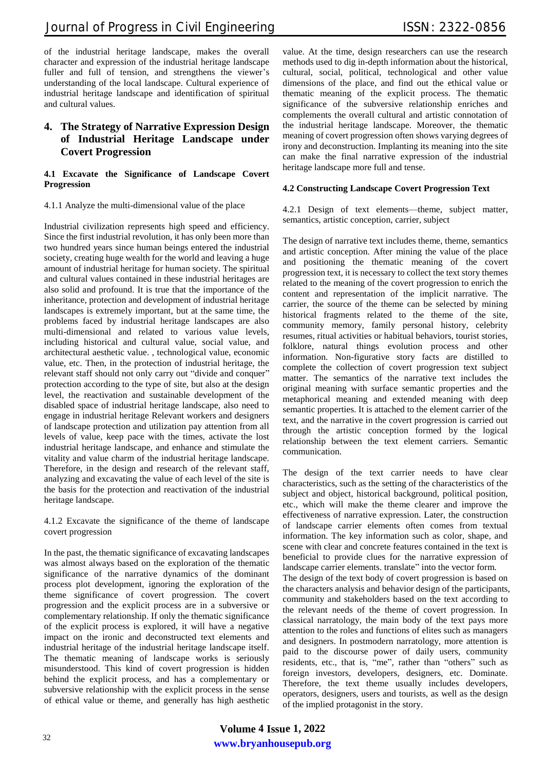of the industrial heritage landscape, makes the overall character and expression of the industrial heritage landscape fuller and full of tension, and strengthens the viewer's understanding of the local landscape. Cultural experience of industrial heritage landscape and identification of spiritual and cultural values.

## 4. The Strategy of Narrative Expression Design of Industrial Heritage Landscape under Covert Progression

### 4.1 Excavate the Significance of Landscape Covert Progression

4.1.1 Analyze the multi-dimensional value of the place

Industrial civilization represents high speed and efficiency. Since the first industrial revolution, it has only been more than two hundred years since human beings entered the industrial society, creating huge wealth for the world and leaving a huge amount of industrial heritage for human society. The spiritual and cultural values contained in these industrial heritages are also solid and profound. It is true that the importance of the inheritance, protection and development of industrial heritage landscapes is extremely important, but at the same time, the problems faced by industrial heritage landscapes are also multi-dimensional and related to various value levels, including historical and cultural value, social value, and architectural aesthetic value. , technological value, economic value, etc. Then, in the protection of industrial heritage, the relevant staff should not only carry out "divide and conquer" protection according to the type of site, but also at the design level, the reactivation and sustainable development of the disabled space of industrial heritage landscape, also need to engage in industrial heritage Relevant workers and designers of landscape protection and utilization pay attention from all levels of value, keep pace with the times, activate the lost industrial heritage landscape, and enhance and stimulate the vitality and value charm of the industrial heritage landscape. Therefore, in the design and research of the relevant staff, analyzing and excavating the value of each level of the site is the basis for the protection and reactivation of the industrial heritage landscape.

4.1.2 Excavate the significance of the theme of landscape covert progression

In the past, the thematic significance of excavating landscapes was almost always based on the exploration of the thematic significance of the narrative dynamics of the dominant process plot development, ignoring the exploration of the theme significance of covert progression. The covert progression and the explicit process are in a subversive or complementary relationship. If only the thematic significance of the explicit process is explored, it will have a negative impact on the ironic and deconstructed text elements and industrial heritage of the industrial heritage landscape itself. The thematic meaning of landscape works is seriously misunderstood. This kind of covert progression is hidden behind the explicit process, and has a complementary or subversive relationship with the explicit process in the sense of ethical value or theme, and generally has high aesthetic value. At the time, design researchers can use the research methods used to dig in-depth information about the historical, cultural, social, political, technological and other value dimensions of the place, and find out the ethical value or thematic meaning of the explicit process. The thematic significance of the subversive relationship enriches and complements the overall cultural and artistic connotation of the industrial heritage landscape. Moreover, the thematic meaning of covert progression often shows varying degrees of irony and deconstruction. Implanting its meaning into the site can make the final narrative expression of the industrial heritage landscape more full and tense.

### 4.2 Constructing Landscape Covert Progression Text

4.2.1 Design of text elements—theme, subject matter, semantics, artistic conception, carrier, subject

The design of narrative text includes theme, theme, semantics and artistic conception. After mining the value of the place and positioning the thematic meaning of the covert progression text, it is necessary to collect the text story themes related to the meaning of the covert progression to enrich the content and representation of the implicit narrative. The carrier, the source of the theme can be selected by mining historical fragments related to the theme of the site, community memory, family personal history, celebrity resumes, ritual activities or habitual behaviors, tourist stories, folklore, natural things evolution process and other information. Non-figurative story facts are distilled to complete the collection of covert progression text subject matter. The semantics of the narrative text includes the original meaning with surface semantic properties and the metaphorical meaning and extended meaning with deep semantic properties. It is attached to the element carrier of the text, and the narrative in the covert progression is carried out through the artistic conception formed by the logical relationship between the text element carriers. Semantic communication.

The design of the text carrier needs to have clear characteristics, such as the setting of the characteristics of the subject and object, historical background, political position, etc., which will make the theme clearer and improve the effectiveness of narrative expression. Later, the construction of landscape carrier elements often comes from textual information. The key information such as color, shape, and scene with clear and concrete features contained in the text is beneficial to provide clues for the narrative expression of landscape carrier elements. translate" into the vector form.

The design of the text body of covert progression is based on the characters analysis and behavior design of the participants, community and stakeholders based on the text according to the relevant needs of the theme of covert progression. In classical narratology, the main body of the text pays more attention to the roles and functions of elites such as managers and designers. In postmodern narratology, more attention is paid to the discourse power of daily users, community residents, etc., that is, "me", rather than "others" such as foreign investors, developers, designers, etc. Dominate. Therefore, the text theme usually includes developers, operators, designers, users and tourists, as well as the design of the implied protagonist in the story.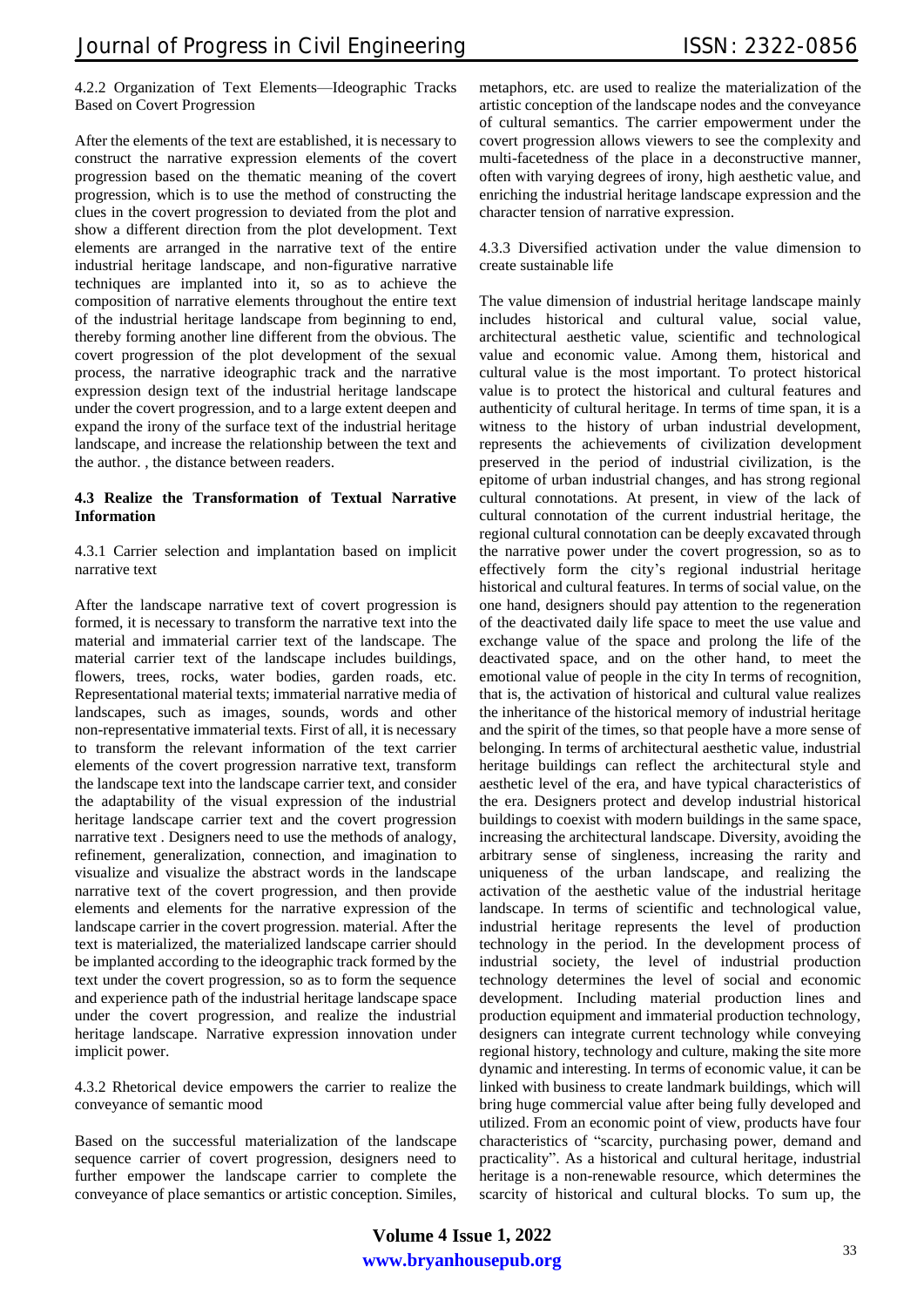4.2.2 Organization of Text Elements—Ideographic Tracks Based on Covert Progression

After the elements of the text are established, it is necessary to construct the narrative expression elements of the covert progression based on the thematic meaning of the covert progression, which is to use the method of constructing the clues in the covert progression to deviated from the plot and show a different direction from the plot development. Text elements are arranged in the narrative text of the entire industrial heritage landscape, and non-figurative narrative techniques are implanted into it, so as to achieve the composition of narrative elements throughout the entire text of the industrial heritage landscape from beginning to end, thereby forming another line different from the obvious. The covert progression of the plot development of the sexual process, the narrative ideographic track and the narrative expression design text of the industrial heritage landscape under the covert progression, and to a large extent deepen and expand the irony of the surface text of the industrial heritage landscape, and increase the relationship between the text and the author. , the distance between readers.

### 4.3 Realize the Transformation of Textual Narrative Information

4.3.1 Carrier selection and implantation based on implicit narrative text

After the landscape narrative text of covert progression is formed, it is necessary to transform the narrative text into the material and immaterial carrier text of the landscape. The material carrier text of the landscape includes buildings, flowers, trees, rocks, water bodies, garden roads, etc. Representational material texts; immaterial narrative media of landscapes, such as images, sounds, words and other non-representative immaterial texts. First of all, it is necessary to transform the relevant information of the text carrier elements of the covert progression narrative text, transform the landscape text into the landscape carrier text, and consider the adaptability of the visual expression of the industrial heritage landscape carrier text and the covert progression narrative text . Designers need to use the methods of analogy, refinement, generalization, connection, and imagination to visualize and visualize the abstract words in the landscape narrative text of the covert progression, and then provide elements and elements for the narrative expression of the landscape carrier in the covert progression. material. After the text is materialized, the materialized landscape carrier should be implanted according to the ideographic track formed by the text under the covert progression, so as to form the sequence and experience path of the industrial heritage landscape space under the covert progression, and realize the industrial heritage landscape. Narrative expression innovation under implicit power.

4.3.2 Rhetorical device empowers the carrier to realize the conveyance of semantic mood

Based on the successful materialization of the landscape sequence carrier of covert progression, designers need to further empower the landscape carrier to complete the conveyance of place semantics or artistic conception. Similes, metaphors, etc. are used to realize the materialization of the artistic conception of the landscape nodes and the conveyance of cultural semantics. The carrier empowerment under the covert progression allows viewers to see the complexity and multi-facetedness of the place in a deconstructive manner, often with varying degrees of irony, high aesthetic value, and enriching the industrial heritage landscape expression and the character tension of narrative expression.

4.3.3 Diversified activation under the value dimension to create sustainable life

The value dimension of industrial heritage landscape mainly includes historical and cultural value, social value, architectural aesthetic value, scientific and technological value and economic value. Among them, historical and cultural value is the most important. To protect historical value is to protect the historical and cultural features and authenticity of cultural heritage. In terms of time span, it is a witness to the history of urban industrial development, represents the achievements of civilization development preserved in the period of industrial civilization, is the epitome of urban industrial changes, and has strong regional cultural connotations. At present, in view of the lack of cultural connotation of the current industrial heritage, the regional cultural connotation can be deeply excavated through the narrative power under the covert progression, so as to effectively form the city's regional industrial heritage historical and cultural features. In terms of social value, on the one hand, designers should pay attention to the regeneration of the deactivated daily life space to meet the use value and exchange value of the space and prolong the life of the deactivated space, and on the other hand, to meet the emotional value of people in the city In terms of recognition, that is, the activation of historical and cultural value realizes the inheritance of the historical memory of industrial heritage and the spirit of the times, so that people have a more sense of belonging. In terms of architectural aesthetic value, industrial heritage buildings can reflect the architectural style and aesthetic level of the era, and have typical characteristics of the era. Designers protect and develop industrial historical buildings to coexist with modern buildings in the same space, increasing the architectural landscape. Diversity, avoiding the arbitrary sense of singleness, increasing the rarity and uniqueness of the urban landscape, and realizing the activation of the aesthetic value of the industrial heritage landscape. In terms of scientific and technological value, industrial heritage represents the level of production technology in the period. In the development process of industrial society, the level of industrial production technology determines the level of social and economic development. Including material production lines and production equipment and immaterial production technology, designers can integrate current technology while conveying regional history, technology and culture, making the site more dynamic and interesting. In terms of economic value, it can be linked with business to create landmark buildings, which will bring huge commercial value after being fully developed and utilized. From an economic point of view, products have four characteristics of "scarcity, purchasing power, demand and practicality". As a historical and cultural heritage, industrial heritage is a non-renewable resource, which determines the scarcity of historical and cultural blocks. To sum up, the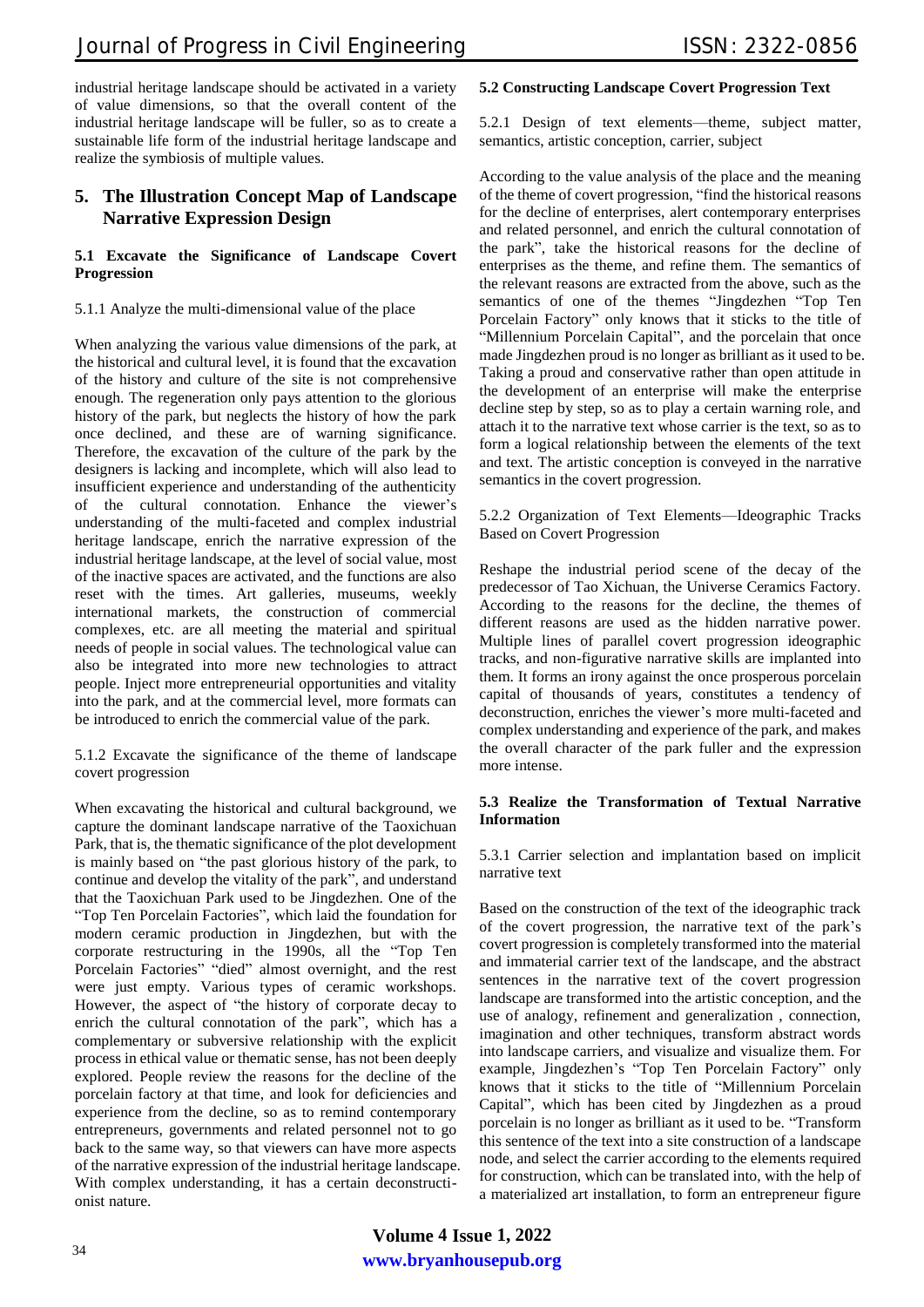industrial heritage landscape should be activated in a variety of value dimensions, so that the overall content of the industrial heritage landscape will be fuller, so as to create a sustainable life form of the industrial heritage landscape and realize the symbiosis of multiple values.

## 5. The Illustration Concept Map of Landscape Narrative Expression Design

### 5.1 Excavate the Significance of Landscape Covert Progression

5.1.1 Analyze the multi-dimensional value of the place

When analyzing the various value dimensions of the park, at the historical and cultural level, it is found that the excavation of the history and culture of the site is not comprehensive enough. The regeneration only pays attention to the glorious history of the park, but neglects the history of how the park once declined, and these are of warning significance. Therefore, the excavation of the culture of the park by the designers is lacking and incomplete, which will also lead to insufficient experience and understanding of the authenticity of the cultural connotation. Enhance the viewer's understanding of the multi-faceted and complex industrial heritage landscape, enrich the narrative expression of the industrial heritage landscape, at the level of social value, most of the inactive spaces are activated, and the functions are also reset with the times. Art galleries, museums, weekly international markets, the construction of commercial complexes, etc. are all meeting the material and spiritual needs of people in social values. The technological value can also be integrated into more new technologies to attract people. Inject more entrepreneurial opportunities and vitality into the park, and at the commercial level, more formats can be introduced to enrich the commercial value of the park.

5.1.2 Excavate the significance of the theme of landscape covert progression

When excavating the historical and cultural background, we capture the dominant landscape narrative of the Taoxichuan Park, that is, the thematic significance of the plot development is mainly based on "the past glorious history of the park, to continue and develop the vitality of the park", and understand that the Taoxichuan Park used to be Jingdezhen. One of the "Top Ten Porcelain Factories", which laid the foundation for modern ceramic production in Jingdezhen, but with the corporate restructuring in the 1990s, all the "Top Ten Porcelain Factories" "died" almost overnight, and the rest were just empty. Various types of ceramic workshops. However, the aspect of "the history of corporate decay to enrich the cultural connotation of the park", which has a complementary or subversive relationship with the explicit process in ethical value or thematic sense, has not been deeply explored. People review the reasons for the decline of the porcelain factory at that time, and look for deficiencies and experience from the decline, so as to remind contemporary entrepreneurs, governments and related personnel not to go back to the same way, so that viewers can have more aspects of the narrative expression of the industrial heritage landscape. With complex understanding, it has a certain deconstructionist nature.

### 5.2 Constructing Landscape Covert Progression Text

5.2.1 Design of text elements—theme, subject matter, semantics, artistic conception, carrier, subject

According to the value analysis of the place and the meaning of the theme of covert progression, "find the historical reasons for the decline of enterprises, alert contemporary enterprises and related personnel, and enrich the cultural connotation of the park", take the historical reasons for the decline of enterprises as the theme, and refine them. The semantics of the relevant reasons are extracted from the above, such as the semantics of one of the themes "Jingdezhen "Top Ten Porcelain Factory" only knows that it sticks to the title of "Millennium Porcelain Capital", and the porcelain that once made Jingdezhen proud is no longer as brilliant as it used to be. Taking a proud and conservative rather than open attitude in the development of an enterprise will make the enterprise decline step by step, so as to play a certain warning role, and attach it to the narrative text whose carrier is the text, so as to form a logical relationship between the elements of the text and text. The artistic conception is conveyed in the narrative semantics in the covert progression.

5.2.2 Organization of Text Elements—Ideographic Tracks Based on Covert Progression

Reshape the industrial period scene of the decay of the predecessor of Tao Xichuan, the Universe Ceramics Factory. According to the reasons for the decline, the themes of different reasons are used as the hidden narrative power. Multiple lines of parallel covert progression ideographic tracks, and non-figurative narrative skills are implanted into them. It forms an irony against the once prosperous porcelain capital of thousands of years, constitutes a tendency of deconstruction, enriches the viewer's more multi-faceted and complex understanding and experience of the park, and makes the overall character of the park fuller and the expression more intense.

### 5.3 Realize the Transformation of Textual Narrative Information

5.3.1 Carrier selection and implantation based on implicit narrative text

Based on the construction of the text of the ideographic track of the covert progression, the narrative text of the park's covert progression is completely transformed into the material and immaterial carrier text of the landscape, and the abstract sentences in the narrative text of the covert progression landscape are transformed into the artistic conception, and the use of analogy, refinement and generalization , connection, imagination and other techniques, transform abstract words into landscape carriers, and visualize and visualize them. For example, Jingdezhen's "Top Ten Porcelain Factory" only knows that it sticks to the title of "Millennium Porcelain Capital", which has been cited by Jingdezhen as a proud porcelain is no longer as brilliant as it used to be. "Transform this sentence of the text into a site construction of a landscape node, and select the carrier according to the elements required for construction, which can be translated into, with the help of a materialized art installation, to form an entrepreneur figure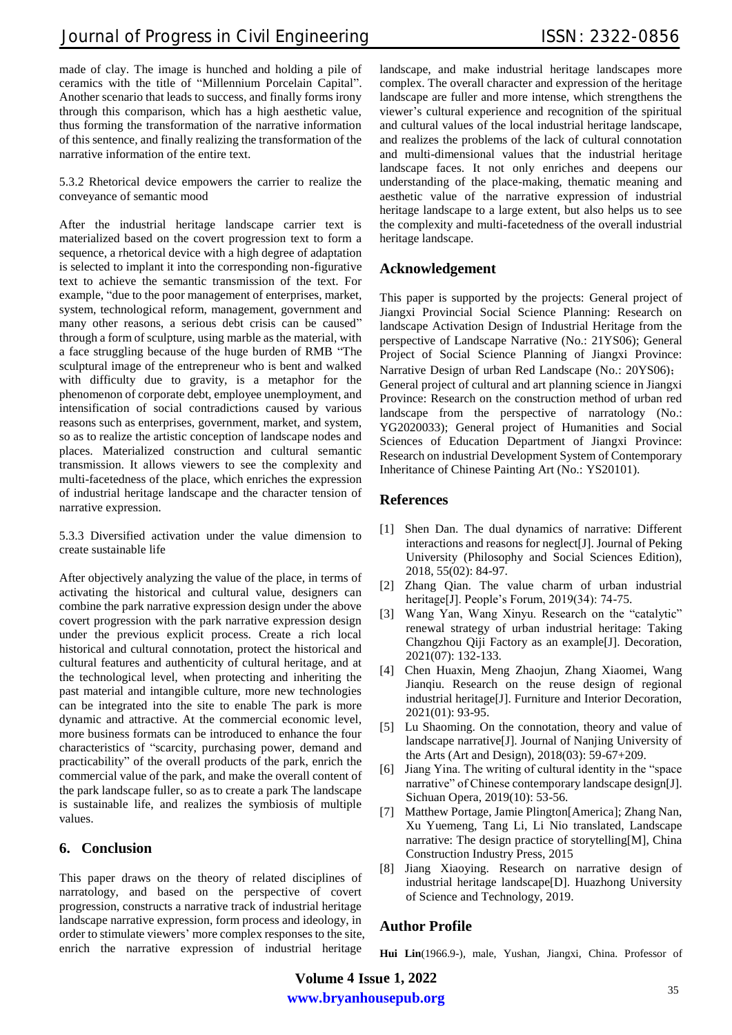made of clay. The image is hunched and holding a pile of ceramics with the title of "Millennium Porcelain Capital". Another scenario that leads to success, and finally forms irony through this comparison, which has a high aesthetic value, thus forming the transformation of the narrative information of this sentence, and finally realizing the transformation of the narrative information of the entire text.

5.3.2 Rhetorical device empowers the carrier to realize the conveyance of semantic mood

After the industrial heritage landscape carrier text is materialized based on the covert progression text to form a sequence, a rhetorical device with a high degree of adaptation is selected to implant it into the corresponding non-figurative text to achieve the semantic transmission of the text. For example, "due to the poor management of enterprises, market, system, technological reform, management, government and many other reasons, a serious debt crisis can be caused" through a form of sculpture, using marble as the material, with a face struggling because of the huge burden of RMB "The sculptural image of the entrepreneur who is bent and walked with difficulty due to gravity, is a metaphor for the phenomenon of corporate debt, employee unemployment, and intensification of social contradictions caused by various reasons such as enterprises, government, market, and system, so as to realize the artistic conception of landscape nodes and places. Materialized construction and cultural semantic transmission. It allows viewers to see the complexity and multi-facetedness of the place, which enriches the expression of industrial heritage landscape and the character tension of narrative expression.

5.3.3 Diversified activation under the value dimension to create sustainable life

After objectively analyzing the value of the place, in terms of activating the historical and cultural value, designers can combine the park narrative expression design under the above covert progression with the park narrative expression design under the previous explicit process. Create a rich local historical and cultural connotation, protect the historical and cultural features and authenticity of cultural heritage, and at the technological level, when protecting and inheriting the past material and intangible culture, more new technologies can be integrated into the site to enable The park is more dynamic and attractive. At the commercial economic level, more business formats can be introduced to enhance the four characteristics of "scarcity, purchasing power, demand and practicability" of the overall products of the park, enrich the commercial value of the park, and make the overall content of the park landscape fuller, so as to create a park The landscape is sustainable life, and realizes the symbiosis of multiple values.

## 6. Conclusion

This paper draws on the theory of related disciplines of narratology, and based on the perspective of covert progression, constructs a narrative track of industrial heritage landscape narrative expression, form process and ideology, in order to stimulate viewers' more complex responses to the site, enrich the narrative expression of industrial heritage landscape, and make industrial heritage landscapes more complex. The overall character and expression of the heritage landscape are fuller and more intense, which strengthens the viewer's cultural experience and recognition of the spiritual and cultural values of the local industrial heritage landscape, and realizes the problems of the lack of cultural connotation and multi-dimensional values that the industrial heritage landscape faces. It not only enriches and deepens our understanding of the place-making, thematic meaning and aesthetic value of the narrative expression of industrial heritage landscape to a large extent, but also helps us to see the complexity and multi-facetedness of the overall industrial heritage landscape.

## Acknowledgement

This paper is supported by the projects: General project of Jiangxi Provincial Social Science Planning: Research on landscape Activation Design of Industrial Heritage from the perspective of Landscape Narrative (No.: 21YS06); General Project of Social Science Planning of Jiangxi Province: Narrative Design of urban Red Landscape (No.: 20YS06)；General project of cultural and art planning science in Jiangxi Province: Research on the construction method of urban red landscape from the perspective of narratology (No.: YG2020033); General project of Humanities and Social Sciences of Education Department of Jiangxi Province: Research on industrial Development System of Contemporary Inheritance of Chinese Painting Art (No.: YS20101).

## References

[1] Shen Dan. The dual dynamics of narrative: Different interactions and reasons for neglect[J]. Journal of Peking University (Philosophy and Social Sciences Edition), 2018, 55(02): 84-97.

[2] Zhang Qian. The value charm of urban industrial heritage[J]. People's Forum, 2019(34): 74-75.

[3] Wang Yan, Wang Xinyu. Research on the "catalytic" renewal strategy of urban industrial heritage: Taking Changzhou Qiji Factory as an example[J]. Decoration, 2021(07): 132-133.

[4] Chen Huaxin, Meng Zhaojun, Zhang Xiaomei, Wang Jianqiu. Research on the reuse design of regional industrial heritage[J]. Furniture and Interior Decoration, 2021(01): 93-95.

[5] Lu Shaoming. On the connotation, theory and value of landscape narrative[J]. Journal of Nanjing University of the Arts (Art and Design), 2018(03): 59-67+209.

[6] Jiang Yina. The writing of cultural identity in the "space narrative" of Chinese contemporary landscape design[J]. Sichuan Opera, 2019(10): 53-56.

[7] Matthew Portage, Jamie Plington[America]; Zhang Nan, Xu Yuemeng, Tang Li, Li Nio translated, Landscape narrative: The design practice of storytelling[M], China Construction Industry Press, 2015

[8] Jiang Xiaoying. Research on narrative design of industrial heritage landscape[D]. Huazhong University of Science and Technology, 2019.

## Author Profile

**Hui Lin**(1966.9-), male, Yushan, Jiangxi, China. Professor of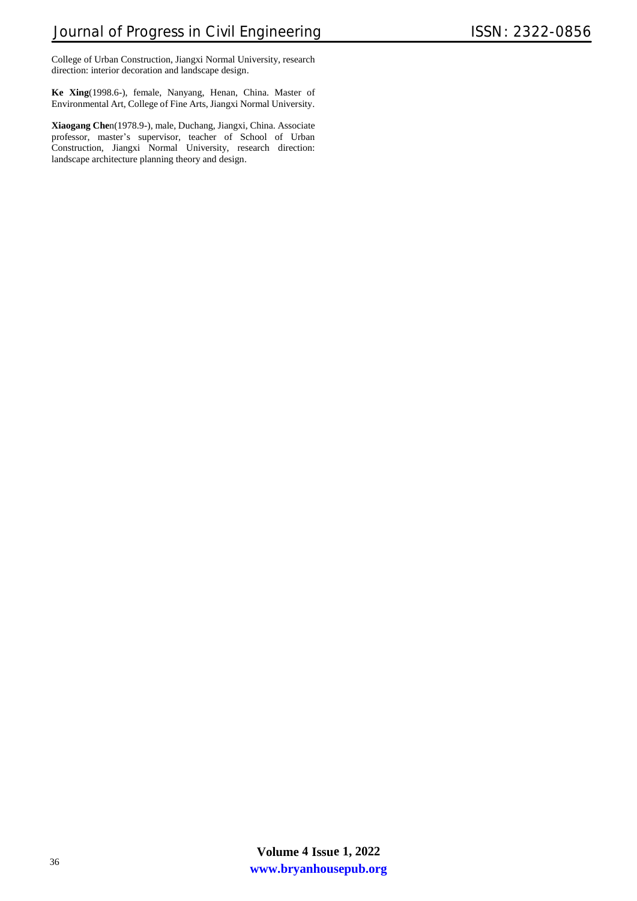College of Urban Construction, Jiangxi Normal University, research direction: interior decoration and landscape design.

**Ke Xing**(1998.6-), female, Nanyang, Henan, China. Master of Environmental Art, College of Fine Arts, Jiangxi Normal University.

**Xiaogang Che**n(1978.9-), male, Duchang, Jiangxi, China. Associate professor, master's supervisor, teacher of School of Urban Construction, Jiangxi Normal University, research direction: landscape architecture planning theory and design.